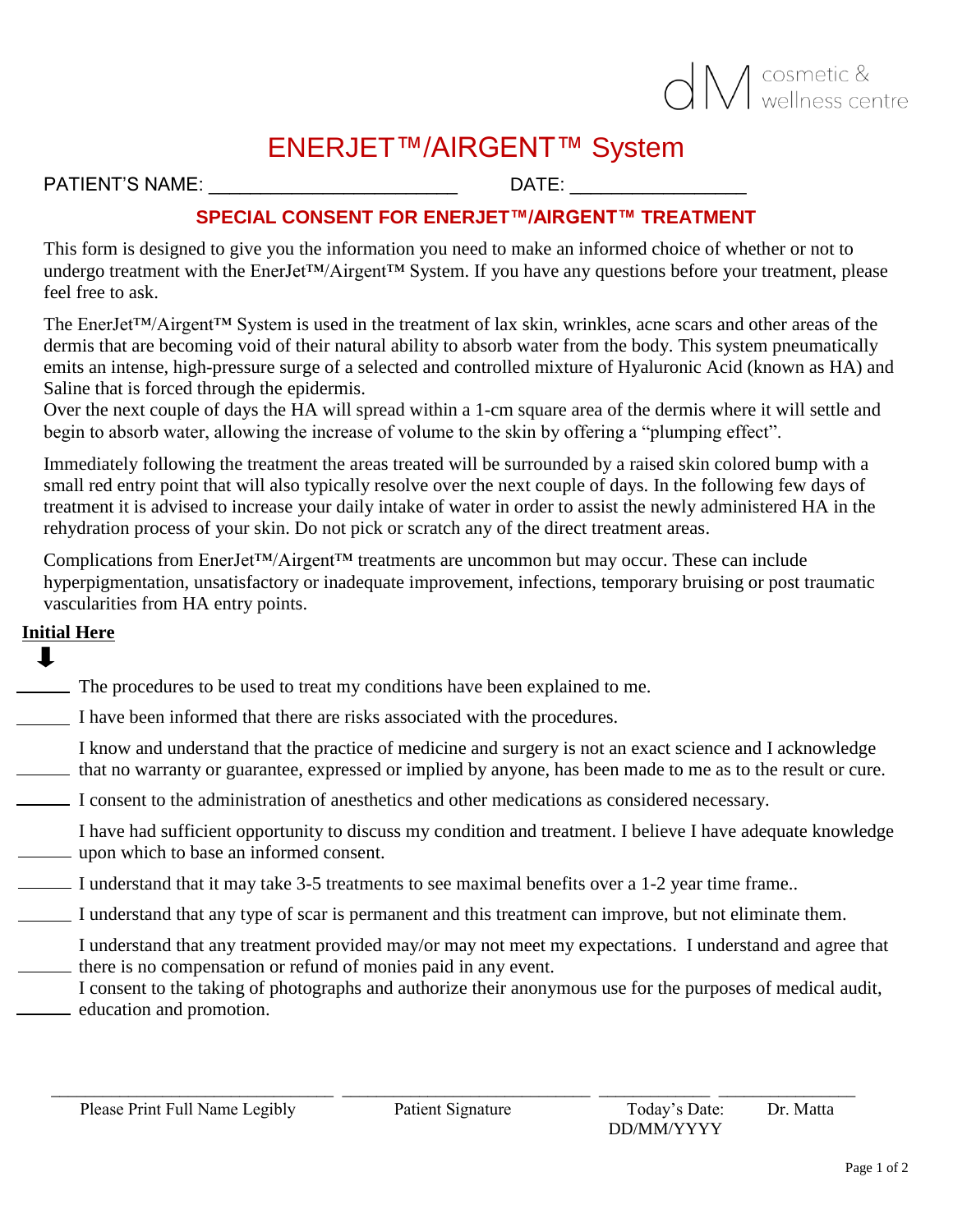dM cosmetic & wellness centre

# ENERJET™/AIRGENT™ System

PATIENT'S NAME: ________________________ DATE: _________________

## SPECIAL CONSENT FOR ENERJET™/AIRGENT™ TREATMENT

This form is designed to give you the information you need to make an informed choice of whether or not to undergo treatment with the EnerJet™/Airgent™ System. If you have any questions before your treatment, please feel free to ask.

The EnerJet™/Airgent™ System is used in the treatment of lax skin, wrinkles, acne scars and other areas of the dermis that are becoming void of their natural ability to absorb water from the body. This system pneumatically emits an intense, high-pressure surge of a selected and controlled mixture of Hyaluronic Acid (known as HA) and Saline that is forced through the epidermis.
Over the next couple of days the HA will spread within a 1-cm square area of the dermis where it will settle and begin to absorb water, allowing the increase of volume to the skin by offering a "plumping effect".

Immediately following the treatment the areas treated will be surrounded by a raised skin colored bump with a small red entry point that will also typically resolve over the next couple of days. In the following few days of treatment it is advised to increase your daily intake of water in order to assist the newly administered HA in the rehydration process of your skin. Do not pick or scratch any of the direct treatment areas.

Complications from EnerJet™/Airgent™ treatments are uncommon but may occur. These can include hyperpigmentation, unsatisfactory or inadequate improvement, infections, temporary bruising or post traumatic vascularities from HA entry points.

**Initial Here**

______ The procedures to be used to treat my conditions have been explained to me.

______ I have been informed that there are risks associated with the procedures.

______ I know and understand that the practice of medicine and surgery is not an exact science and I acknowledge that no warranty or guarantee, expressed or implied by anyone, has been made to me as to the result or cure.

______ I consent to the administration of anesthetics and other medications as considered necessary.

______ I have had sufficient opportunity to discuss my condition and treatment. I believe I have adequate knowledge upon which to base an informed consent.

______ I understand that it may take 3-5 treatments to see maximal benefits over a 1-2 year time frame..

______ I understand that any type of scar is permanent and this treatment can improve, but not eliminate them.

______ I understand that any treatment provided may/or may not meet my expectations. I understand and agree that there is no compensation or refund of monies paid in any event.

______ I consent to the taking of photographs and authorize their anonymous use for the purposes of medical audit, education and promotion.

| ______________________________ | ____________________________ | ____________ | _______________ |
|---|---|---|---|
| Please Print Full Name Legibly | Patient Signature | Today's Date: DD/MM/YYYY | Dr. Matta |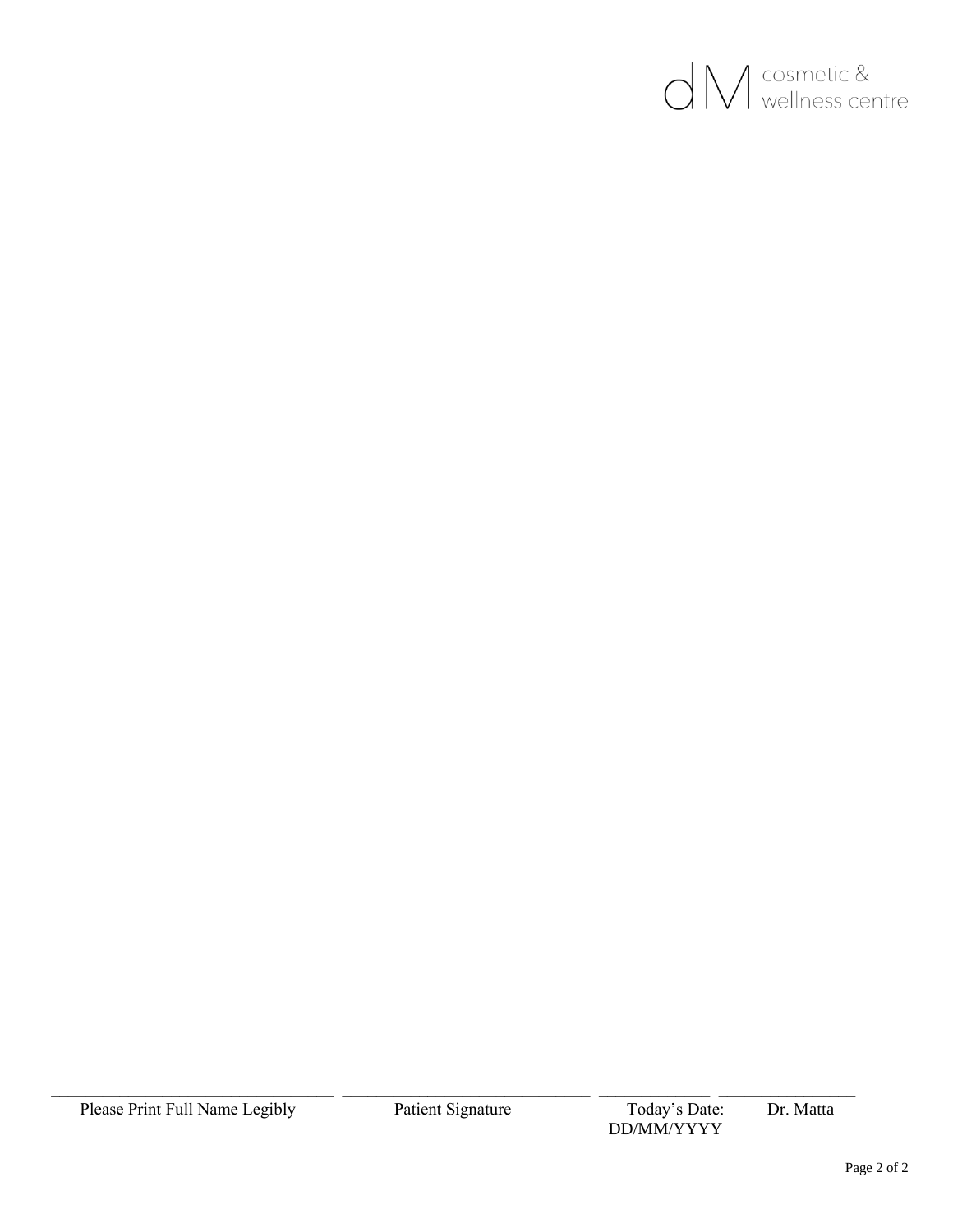dM cosmetic & wellness centre

| ______________________________ | ______________________________ | ______________ | ______________ |
| --- | --- | --- | --- |
| Please Print Full Name Legibly | Patient Signature | Today's Date: DD/MM/YYYY | Dr. Matta |